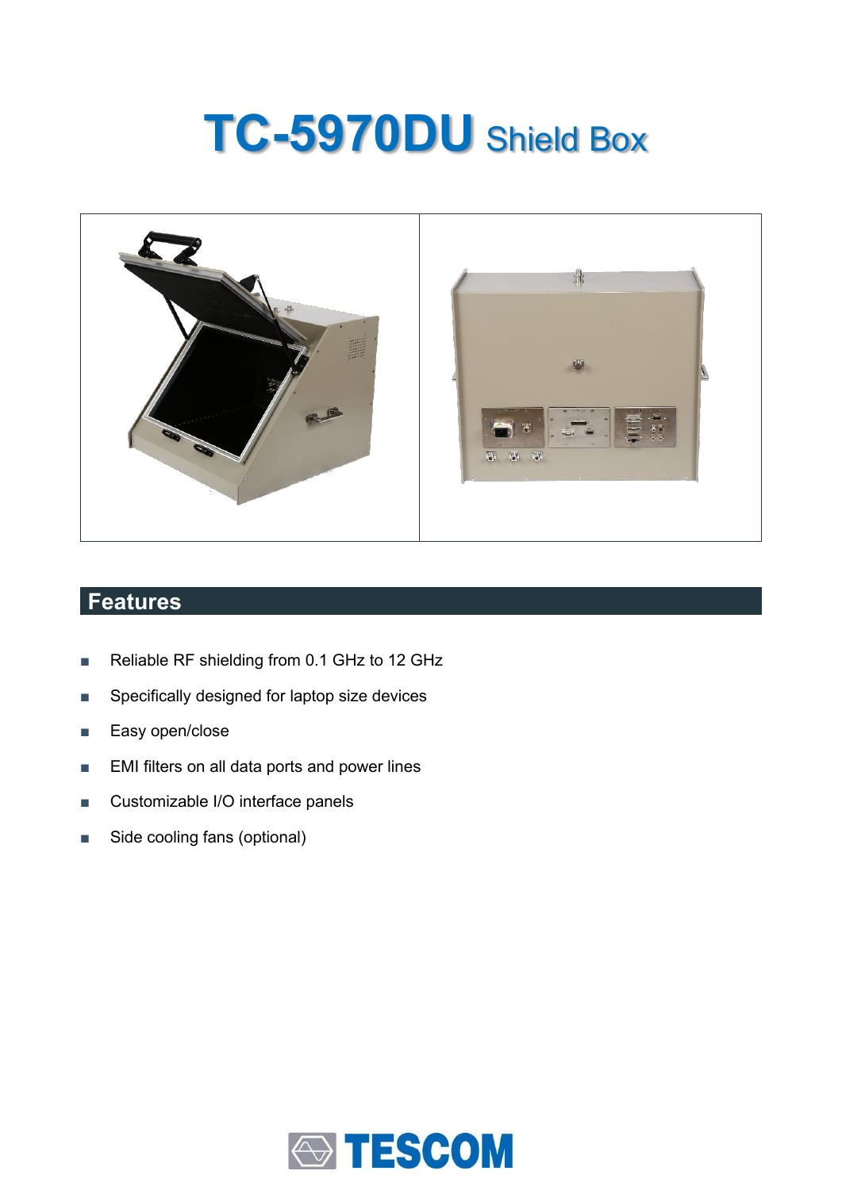# TC-5970DU Shield Box

## Features

- Reliable RF shielding from 0.1 GHz to 12 GHz
- Specifically designed for laptop size devices
- Easy open/close
- EMI filters on all data ports and power lines
- Customizable I/O interface panels
- Side cooling fans (optional)

TESCOM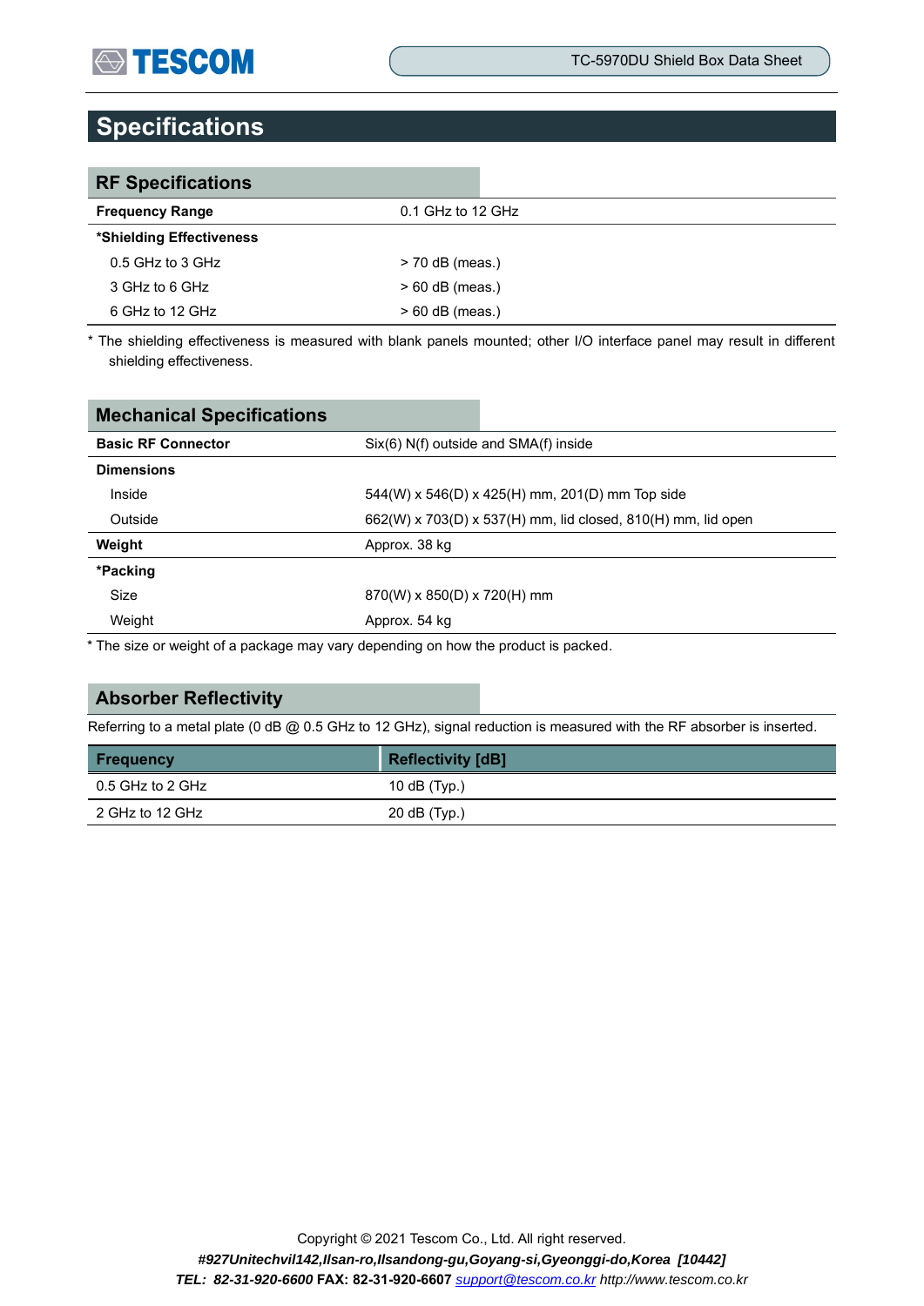# Specifications

## RF Specifications

| | |
|---|---|
| **Frequency Range** | 0.1 GHz to 12 GHz |
| ***Shielding Effectiveness** | |
| 0.5 GHz to 3 GHz | > 70 dB (meas.) |
| 3 GHz to 6 GHz | > 60 dB (meas.) |
| 6 GHz to 12 GHz | > 60 dB (meas.) |

* The shielding effectiveness is measured with blank panels mounted; other I/O interface panel may result in different shielding effectiveness.

## Mechanical Specifications

| | |
|---|---|
| **Basic RF Connector** | Six(6) N(f) outside and SMA(f) inside |
| **Dimensions** | |
| Inside | 544(W) x 546(D) x 425(H) mm, 201(D) mm Top side |
| Outside | 662(W) x 703(D) x 537(H) mm, lid closed, 810(H) mm, lid open |
| **Weight** | Approx. 38 kg |
| ***Packing** | |
| Size | 870(W) x 850(D) x 720(H) mm |
| Weight | Approx. 54 kg |

* The size or weight of a package may vary depending on how the product is packed.

## Absorber Reflectivity

Referring to a metal plate (0 dB @ 0.5 GHz to 12 GHz), signal reduction is measured with the RF absorber is inserted.

| Frequency | Reflectivity [dB] |
|---|---|
| 0.5 GHz to 2 GHz | 10 dB (Typ.) |
| 2 GHz to 12 GHz | 20 dB (Typ.) |

Copyright © 2021 Tescom Co., Ltd. All right reserved.

***#927Unitechvil142,Ilsan-ro,Ilsandong-gu,Goyang-si,Gyeonggi-do,Korea [10442]***

***TEL: 82-31-920-6600* FAX: 82-31-920-6607** support@tescom.co.kr *http://www.tescom.co.kr*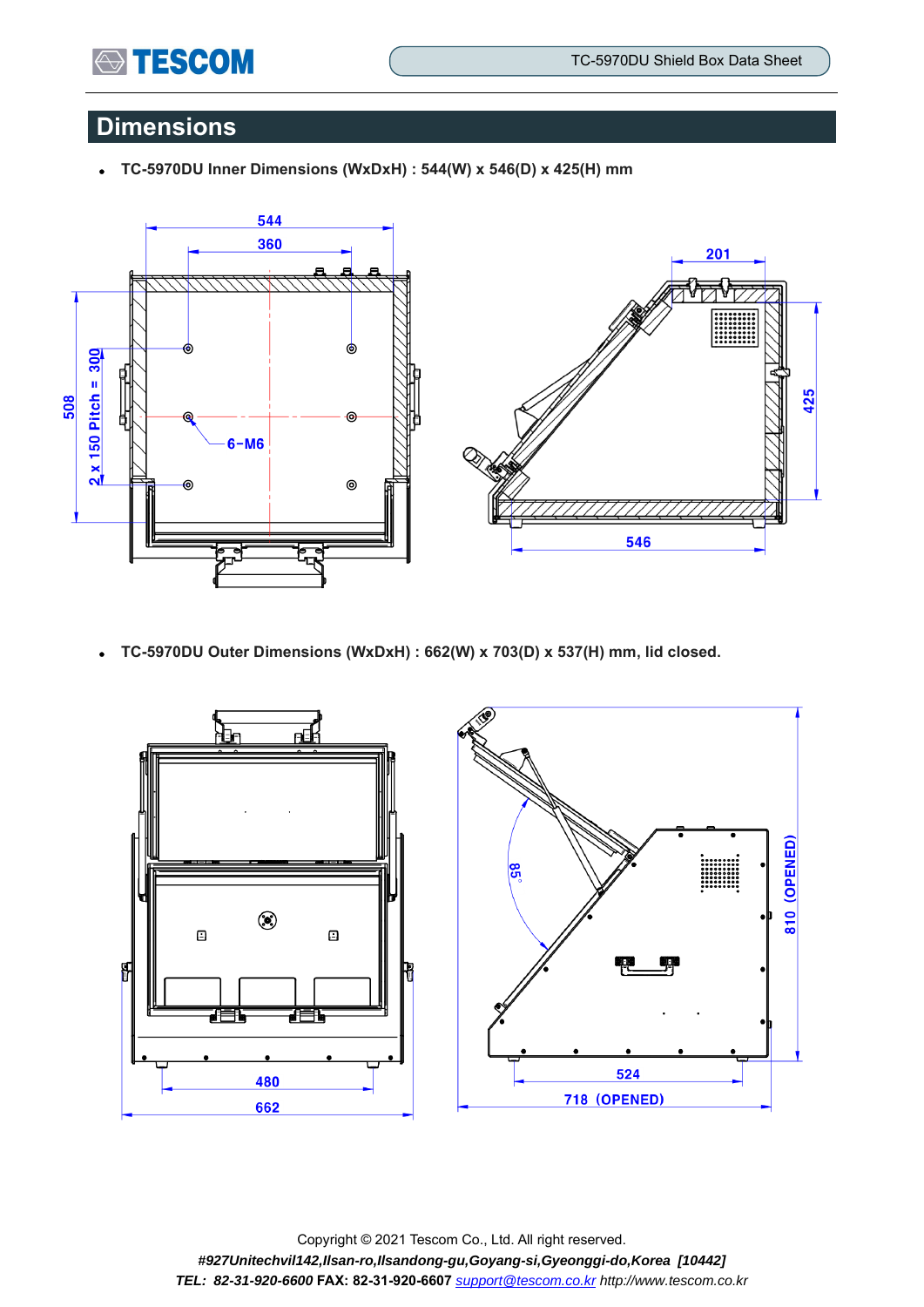## Dimensions

- **TC-5970DU Inner Dimensions (WxDxH) : 544(W) x 546(D) x 425(H) mm**

- **TC-5970DU Outer Dimensions (WxDxH) : 662(W) x 703(D) x 537(H) mm, lid closed.**

Copyright © 2021 Tescom Co., Ltd. All right reserved.

*#927Unitechvil142,Ilsan-ro,Ilsandong-gu,Goyang-si,Gyeonggi-do,Korea [10442]*

***TEL: 82-31-920-6600* FAX: 82-31-920-6607** *support@tescom.co.kr http://www.tescom.co.kr*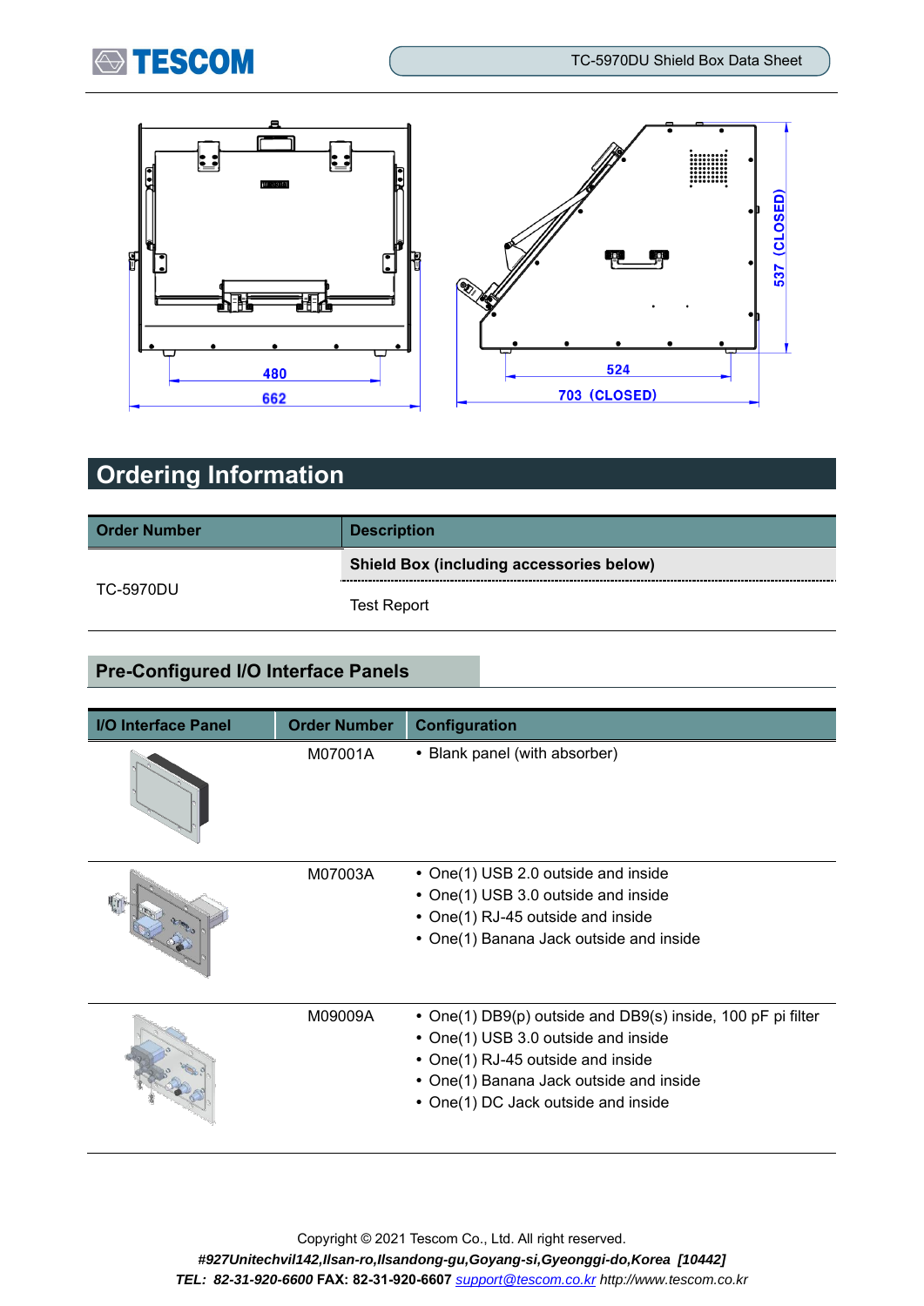480

662

524

703 (CLOSED)

537 (CLOSED)

## Ordering Information

| Order Number | Description |
|---|---|
| TC-5970DU | **Shield Box (including accessories below)** |
| | Test Report |

### Pre-Configured I/O Interface Panels

| I/O Interface Panel | Order Number | Configuration |
|---|---|---|
| | M07001A | • Blank panel (with absorber) |
| | M07003A | • One(1) USB 2.0 outside and inside<br>• One(1) USB 3.0 outside and inside<br>• One(1) RJ-45 outside and inside<br>• One(1) Banana Jack outside and inside |
| | M09009A | • One(1) DB9(p) outside and DB9(s) inside, 100 pF pi filter<br>• One(1) USB 3.0 outside and inside<br>• One(1) RJ-45 outside and inside<br>• One(1) Banana Jack outside and inside<br>• One(1) DC Jack outside and inside |

Copyright © 2021 Tescom Co., Ltd. All right reserved.

*#927Unitechvil142,Ilsan-ro,Ilsandong-gu,Goyang-si,Gyeonggi-do,Korea [10442]*

*TEL: 82-31-920-6600* **FAX: 82-31-920-6607** support@tescom.co.kr *http://www.tescom.co.kr*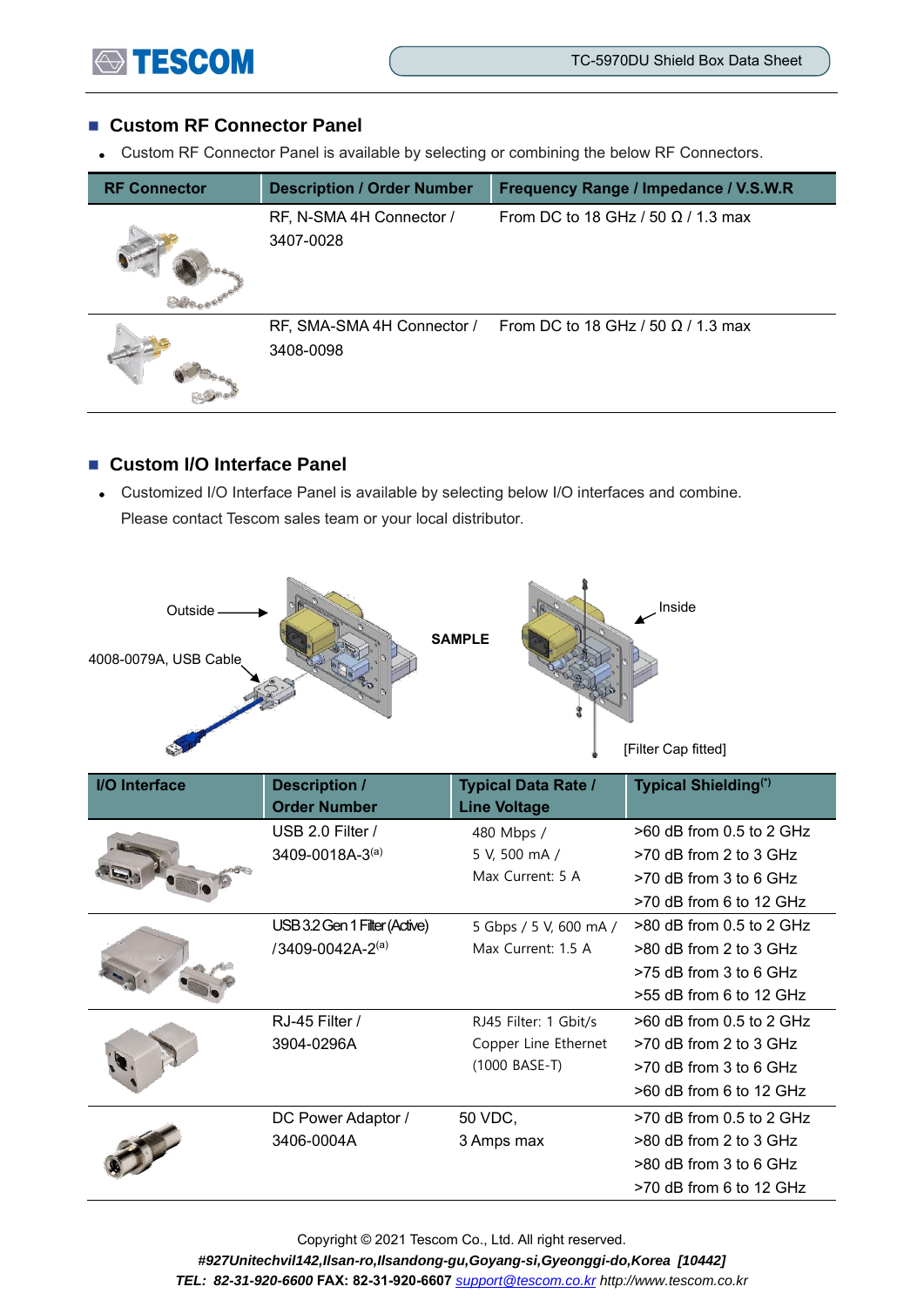## Custom RF Connector Panel

- Custom RF Connector Panel is available by selecting or combining the below RF Connectors.

| RF Connector | Description / Order Number | Frequency Range / Impedance / V.S.W.R |
|---|---|---|
| | RF, N-SMA 4H Connector / 3407-0028 | From DC to 18 GHz / 50 Ω / 1.3 max |
| | RF, SMA-SMA 4H Connector / 3408-0098 | From DC to 18 GHz / 50 Ω / 1.3 max |

## Custom I/O Interface Panel

- Customized I/O Interface Panel is available by selecting below I/O interfaces and combine. Please contact Tescom sales team or your local distributor.

Outside

4008-0079A, USB Cable

SAMPLE

Inside

[Filter Cap fitted]

| I/O Interface | Description / Order Number | Typical Data Rate / Line Voltage | Typical Shielding[*] |
|---|---|---|---|
| | USB 2.0 Filter / 3409-0018A-3[a] | 480 Mbps / 5 V, 500 mA / Max Current: 5 A | >60 dB from 0.5 to 2 GHz<br>>70 dB from 2 to 3 GHz<br>>70 dB from 3 to 6 GHz<br>>70 dB from 6 to 12 GHz |
| | USB 3.2 Gen 1 Filter (Active) /3409-0042A-2[a] | 5 Gbps / 5 V, 600 mA / Max Current: 1.5 A | >80 dB from 0.5 to 2 GHz<br>>80 dB from 2 to 3 GHz<br>>75 dB from 3 to 6 GHz<br>>55 dB from 6 to 12 GHz |
| | RJ-45 Filter / 3904-0296A | RJ45 Filter: 1 Gbit/s Copper Line Ethernet (1000 BASE-T) | >60 dB from 0.5 to 2 GHz<br>>70 dB from 2 to 3 GHz<br>>70 dB from 3 to 6 GHz<br>>60 dB from 6 to 12 GHz |
| | DC Power Adaptor / 3406-0004A | 50 VDC, 3 Amps max | >70 dB from 0.5 to 2 GHz<br>>80 dB from 2 to 3 GHz<br>>80 dB from 3 to 6 GHz<br>>70 dB from 6 to 12 GHz |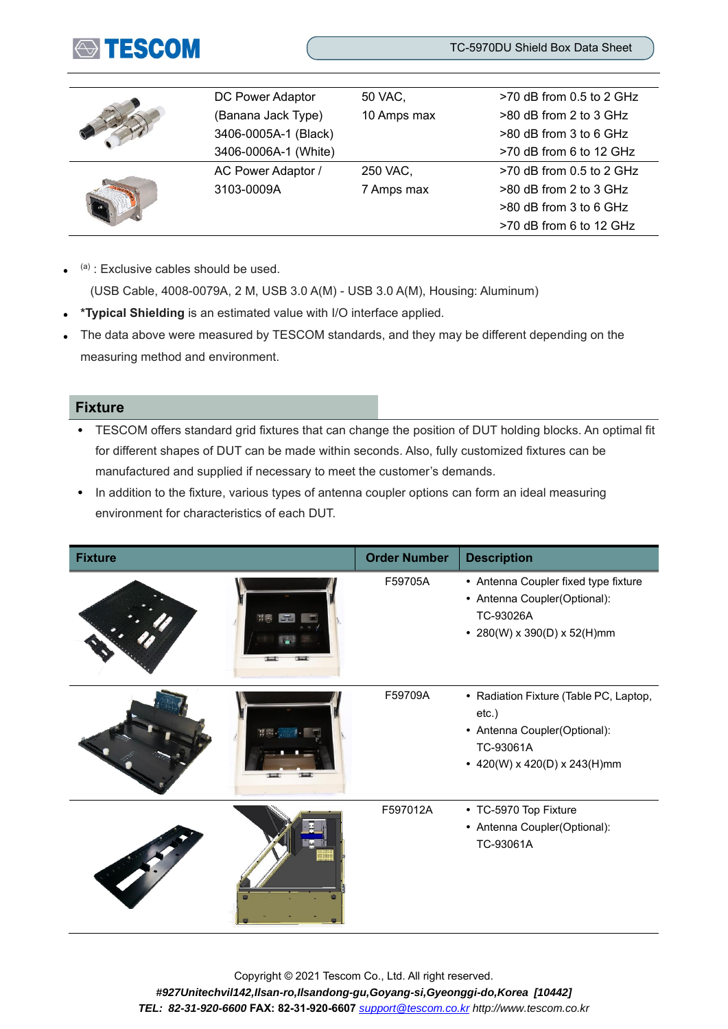| | | | |
|---|---|---|---|
| | DC Power Adaptor (Banana Jack Type) 3406-0005A-1 (Black) 3406-0006A-1 (White) | 50 VAC, 10 Amps max | >70 dB from 0.5 to 2 GHz<br>>80 dB from 2 to 3 GHz<br>>80 dB from 3 to 6 GHz<br>>70 dB from 6 to 12 GHz |
| | AC Power Adaptor / 3103-0009A | 250 VAC, 7 Amps max | >70 dB from 0.5 to 2 GHz<br>>80 dB from 2 to 3 GHz<br>>80 dB from 3 to 6 GHz<br>>70 dB from 6 to 12 GHz |

- [(a)] : Exclusive cables should be used.
  (USB Cable, 4008-0079A, 2 M, USB 3.0 A(M) - USB 3.0 A(M), Housing: Aluminum)
- ***Typical Shielding** is an estimated value with I/O interface applied.
- The data above were measured by TESCOM standards, and they may be different depending on the measuring method and environment.

## Fixture

- TESCOM offers standard grid fixtures that can change the position of DUT holding blocks. An optimal fit for different shapes of DUT can be made within seconds. Also, fully customized fixtures can be manufactured and supplied if necessary to meet the customer's demands.
- In addition to the fixture, various types of antenna coupler options can form an ideal measuring environment for characteristics of each DUT.

| Fixture | Order Number | Description |
|---|---|---|
| | F59705A | • Antenna Coupler fixed type fixture<br>• Antenna Coupler(Optional): TC-93026A<br>• 280(W) x 390(D) x 52(H)mm |
| | F59709A | • Radiation Fixture (Table PC, Laptop, etc.)<br>• Antenna Coupler(Optional): TC-93061A<br>• 420(W) x 420(D) x 243(H)mm |
| | F597012A | • TC-5970 Top Fixture<br>• Antenna Coupler(Optional): TC-93061A |

Copyright © 2021 Tescom Co., Ltd. All right reserved.

*#927Unitechvil142,Ilsan-ro,Ilsandong-gu,Goyang-si,Gyeonggi-do,Korea [10442]*

***TEL: 82-31-920-6600* FAX: 82-31-920-6607** support@tescom.co.kr *http://www.tescom.co.kr*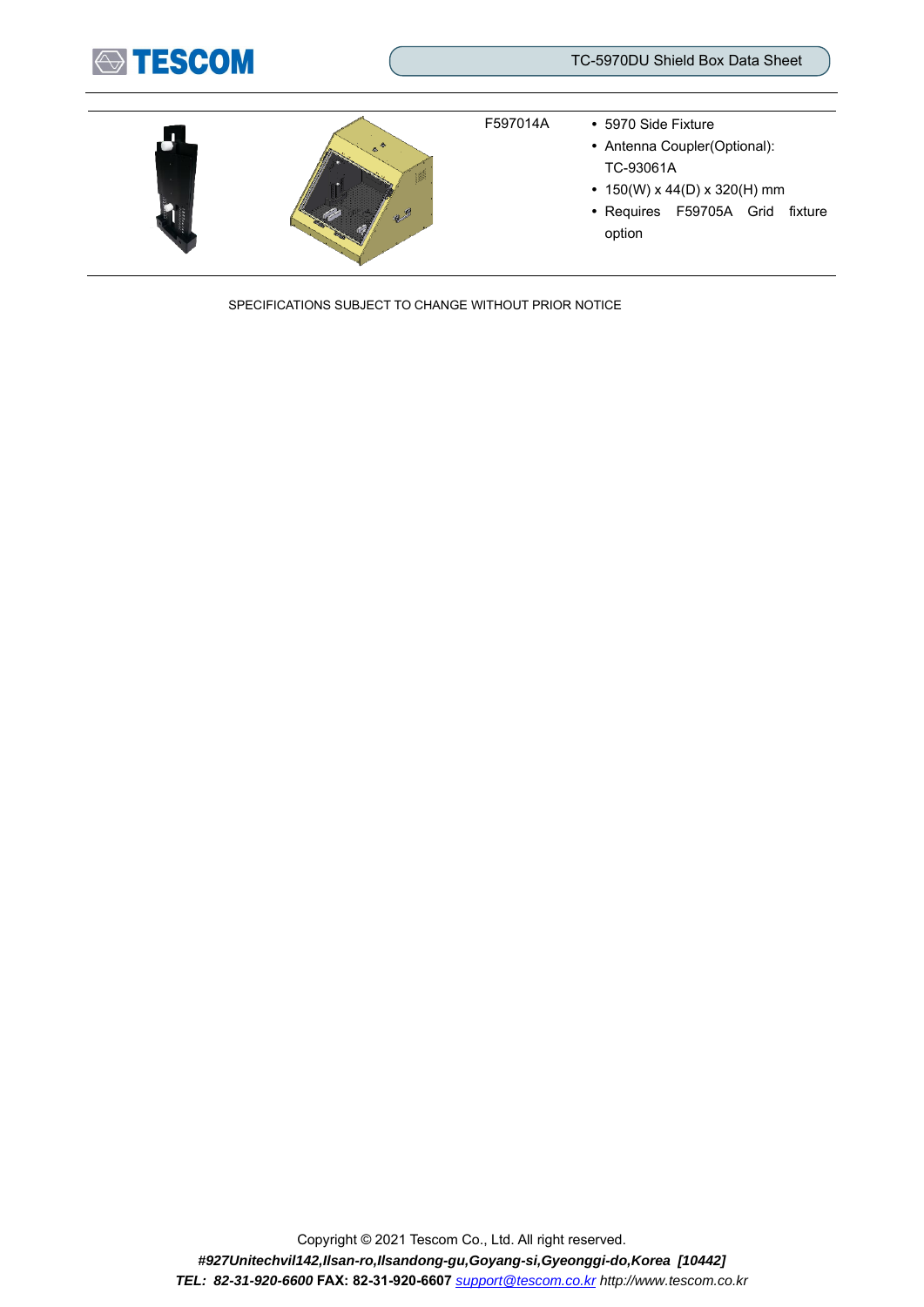| | | | |
|---|---|---|---|
| | | F597014A | • 5970 Side Fixture<br>• Antenna Coupler(Optional): TC-93061A<br>• 150(W) x 44(D) x 320(H) mm<br>• Requires F59705A Grid fixture option |

SPECIFICATIONS SUBJECT TO CHANGE WITHOUT PRIOR NOTICE

Copyright © 2021 Tescom Co., Ltd. All right reserved.

***#927Unitechvil142,Ilsan-ro,Ilsandong-gu,Goyang-si,Gyeonggi-do,Korea [10442]***

***TEL: 82-31-920-6600*** **FAX: 82-31-920-6607** *support@tescom.co.kr* *http://www.tescom.co.kr*